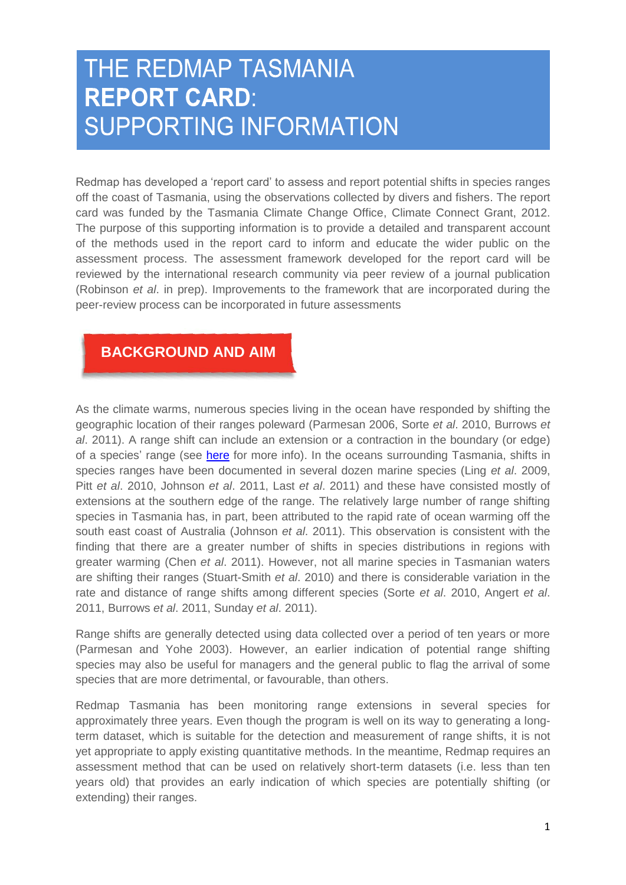# THE REDMAP TASMANIA **REPORT CARD**: SUPPORTING INFORMATION

Redmap has developed a 'report card' to assess and report potential shifts in species ranges off the coast of Tasmania, using the observations collected by divers and fishers. The report card was funded by the Tasmania Climate Change Office, Climate Connect Grant, 2012. The purpose of this supporting information is to provide a detailed and transparent account of the methods used in the report card to inform and educate the wider public on the assessment process. The assessment framework developed for the report card will be reviewed by the international research community via peer review of a journal publication (Robinson *et al*. in prep). Improvements to the framework that are incorporated during the peer-review process can be incorporated in future assessments

## BACKGROUND AND AIM

As the climate warms, numerous species living in the ocean have responded by shifting the geographic location of their ranges poleward (Parmesan 2006, Sorte *et al*. 2010, Burrows *et al*. 2011). A range shift can include an extension or a contraction in the boundary (or edge) of a species' range (see here for more info). In the oceans surrounding Tasmania, shifts in species ranges have been documented in several dozen marine species (Ling *et al*. 2009, Pitt *et al*. 2010, Johnson *et al*. 2011, Last *et al*. 2011) and these have consisted mostly of extensions at the southern edge of the range. The relatively large number of range shifting species in Tasmania has, in part, been attributed to the rapid rate of ocean warming off the south east coast of Australia (Johnson *et al*. 2011). This observation is consistent with the finding that there are a greater number of shifts in species distributions in regions with greater warming (Chen *et al*. 2011). However, not all marine species in Tasmanian waters are shifting their ranges (Stuart-Smith *et al*. 2010) and there is considerable variation in the rate and distance of range shifts among different species (Sorte *et al*. 2010, Angert *et al*. 2011, Burrows *et al*. 2011, Sunday *et al*. 2011).

Range shifts are generally detected using data collected over a period of ten years or more (Parmesan and Yohe 2003). However, an earlier indication of potential range shifting species may also be useful for managers and the general public to flag the arrival of some species that are more detrimental, or favourable, than others.

Redmap Tasmania has been monitoring range extensions in several species for approximately three years. Even though the program is well on its way to generating a long-term dataset, which is suitable for the detection and measurement of range shifts, it is not yet appropriate to apply existing quantitative methods. In the meantime, Redmap requires an assessment method that can be used on relatively short-term datasets (i.e. less than ten years old) that provides an early indication of which species are potentially shifting (or extending) their ranges.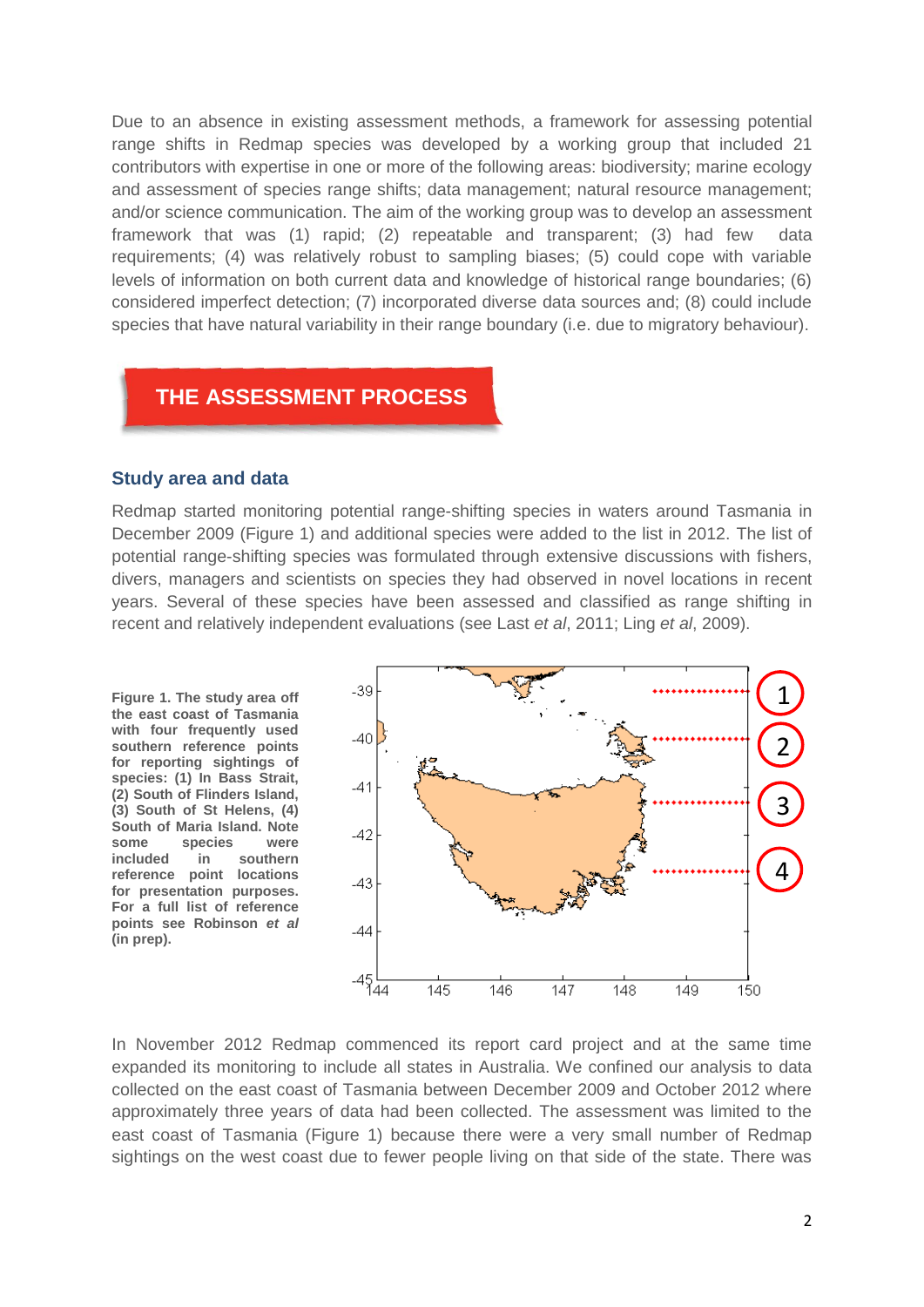Due to an absence in existing assessment methods, a framework for assessing potential range shifts in Redmap species was developed by a working group that included 21 contributors with expertise in one or more of the following areas: biodiversity; marine ecology and assessment of species range shifts; data management; natural resource management; and/or science communication. The aim of the working group was to develop an assessment framework that was (1) rapid; (2) repeatable and transparent; (3) had few data requirements; (4) was relatively robust to sampling biases; (5) could cope with variable levels of information on both current data and knowledge of historical range boundaries; (6) considered imperfect detection; (7) incorporated diverse data sources and; (8) could include species that have natural variability in their range boundary (i.e. due to migratory behaviour).

# THE ASSESSMENT PROCESS

## Study area and data

Redmap started monitoring potential range-shifting species in waters around Tasmania in December 2009 (Figure 1) and additional species were added to the list in 2012. The list of potential range-shifting species was formulated through extensive discussions with fishers, divers, managers and scientists on species they had observed in novel locations in recent years. Several of these species have been assessed and classified as range shifting in recent and relatively independent evaluations (see Last *et al*, 2011; Ling *et al*, 2009).

**Figure 1. The study area off the east coast of Tasmania with four frequently used southern reference points for reporting sightings of species: (1) In Bass Strait, (2) South of Flinders Island, (3) South of St Helens, (4) South of Maria Island. Note some species were included in southern reference point locations for presentation purposes. For a full list of reference points see Robinson *et al* (in prep).**

In November 2012 Redmap commenced its report card project and at the same time expanded its monitoring to include all states in Australia. We confined our analysis to data collected on the east coast of Tasmania between December 2009 and October 2012 where approximately three years of data had been collected. The assessment was limited to the east coast of Tasmania (Figure 1) because there were a very small number of Redmap sightings on the west coast due to fewer people living on that side of the state. There was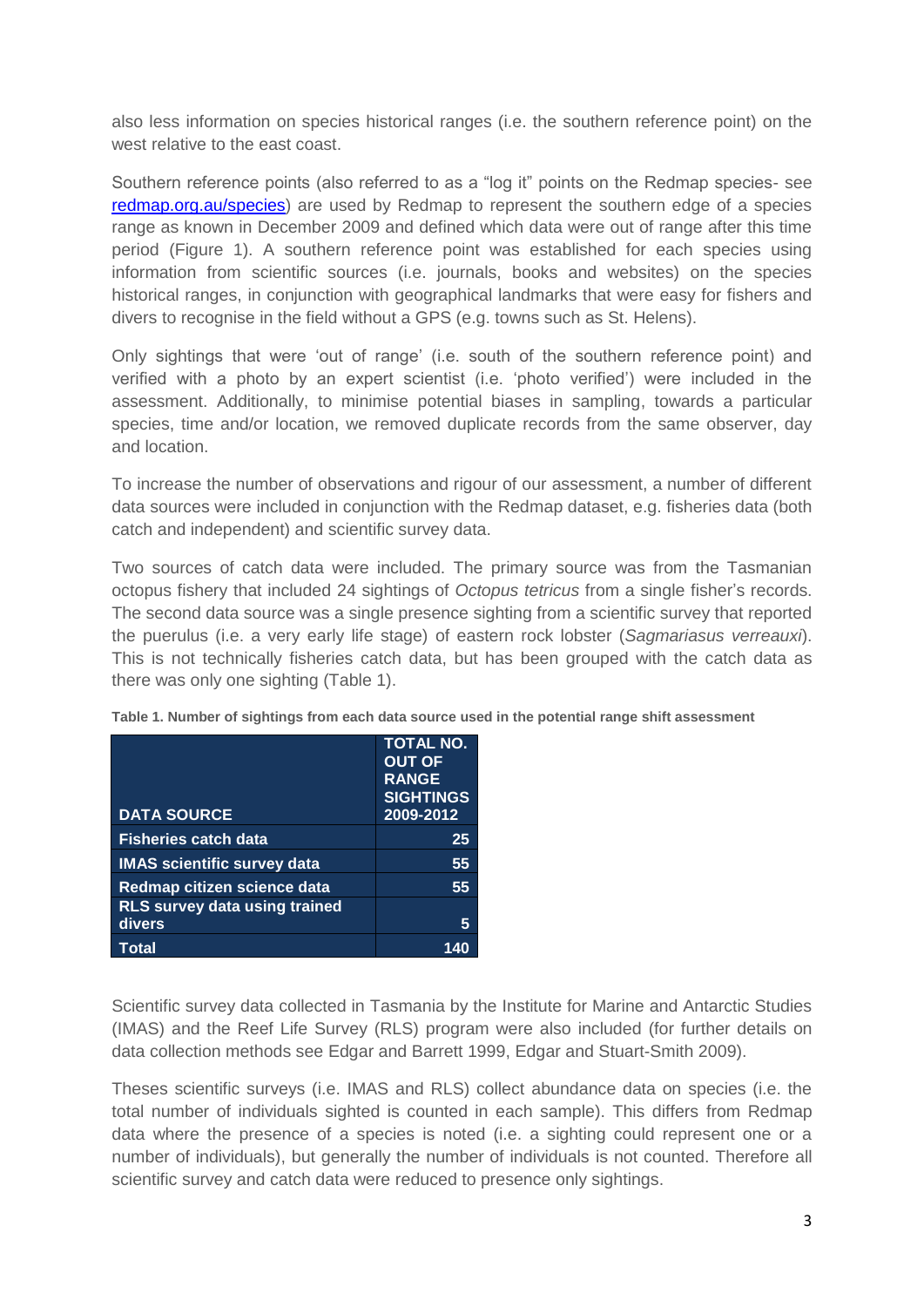also less information on species historical ranges (i.e. the southern reference point) on the west relative to the east coast.

Southern reference points (also referred to as a "log it" points on the Redmap species- see [redmap.org.au/species](redmap.org.au/species)) are used by Redmap to represent the southern edge of a species range as known in December 2009 and defined which data were out of range after this time period (Figure 1). A southern reference point was established for each species using information from scientific sources (i.e. journals, books and websites) on the species historical ranges, in conjunction with geographical landmarks that were easy for fishers and divers to recognise in the field without a GPS (e.g. towns such as St. Helens).

Only sightings that were 'out of range' (i.e. south of the southern reference point) and verified with a photo by an expert scientist (i.e. 'photo verified') were included in the assessment. Additionally, to minimise potential biases in sampling, towards a particular species, time and/or location, we removed duplicate records from the same observer, day and location.

To increase the number of observations and rigour of our assessment, a number of different data sources were included in conjunction with the Redmap dataset, e.g. fisheries data (both catch and independent) and scientific survey data.

Two sources of catch data were included. The primary source was from the Tasmanian octopus fishery that included 24 sightings of *Octopus tetricus* from a single fisher's records. The second data source was a single presence sighting from a scientific survey that reported the puerulus (i.e. a very early life stage) of eastern rock lobster (*Sagmariasus verreauxi*). This is not technically fisheries catch data, but has been grouped with the catch data as there was only one sighting (Table 1).

**Table 1. Number of sightings from each data source used in the potential range shift assessment**

| DATA SOURCE | TOTAL NO. OUT OF RANGE SIGHTINGS 2009-2012 |
|---|---|
| Fisheries catch data | 25 |
| IMAS scientific survey data | 55 |
| Redmap citizen science data | 55 |
| RLS survey data using trained divers | 5 |
| Total | 140 |

Scientific survey data collected in Tasmania by the Institute for Marine and Antarctic Studies (IMAS) and the Reef Life Survey (RLS) program were also included (for further details on data collection methods see Edgar and Barrett 1999, Edgar and Stuart-Smith 2009).

Theses scientific surveys (i.e. IMAS and RLS) collect abundance data on species (i.e. the total number of individuals sighted is counted in each sample). This differs from Redmap data where the presence of a species is noted (i.e. a sighting could represent one or a number of individuals), but generally the number of individuals is not counted. Therefore all scientific survey and catch data were reduced to presence only sightings.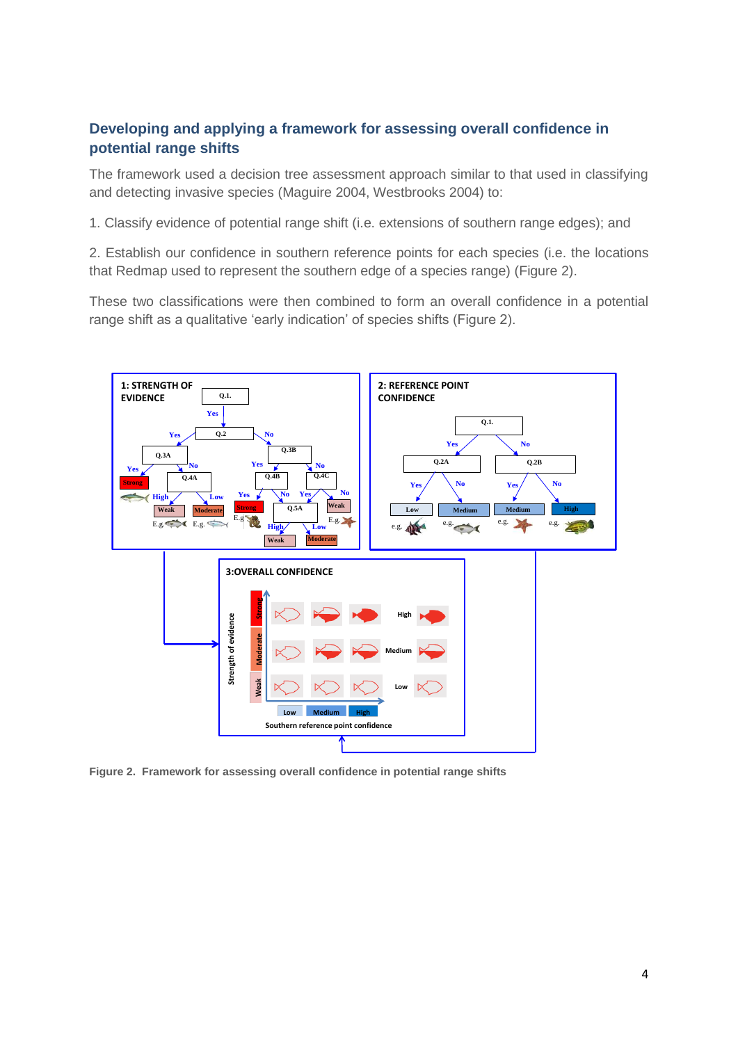## Developing and applying a framework for assessing overall confidence in potential range shifts

The framework used a decision tree assessment approach similar to that used in classifying and detecting invasive species (Maguire 2004, Westbrooks 2004) to:

1. Classify evidence of potential range shift (i.e. extensions of southern range edges); and

2. Establish our confidence in southern reference points for each species (i.e. the locations that Redmap used to represent the southern edge of a species range) (Figure 2).

These two classifications were then combined to form an overall confidence in a potential range shift as a qualitative 'early indication' of species shifts (Figure 2).

**Figure 2. Framework for assessing overall confidence in potential range shifts**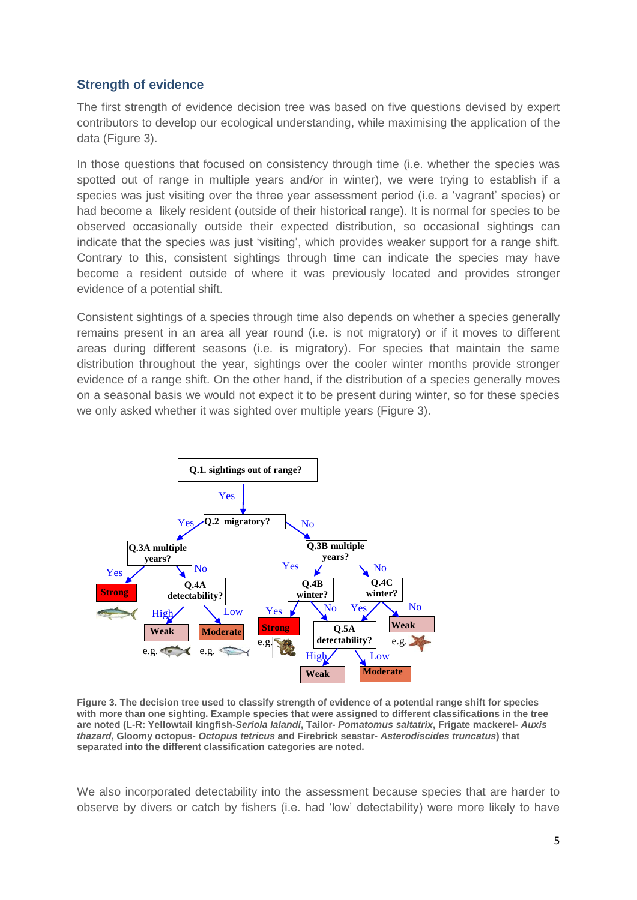## Strength of evidence

The first strength of evidence decision tree was based on five questions devised by expert contributors to develop our ecological understanding, while maximising the application of the data (Figure 3).

In those questions that focused on consistency through time (i.e. whether the species was spotted out of range in multiple years and/or in winter), we were trying to establish if a species was just visiting over the three year assessment period (i.e. a 'vagrant' species) or had become a likely resident (outside of their historical range). It is normal for species to be observed occasionally outside their expected distribution, so occasional sightings can indicate that the species was just 'visiting', which provides weaker support for a range shift. Contrary to this, consistent sightings through time can indicate the species may have become a resident outside of where it was previously located and provides stronger evidence of a potential shift.

Consistent sightings of a species through time also depends on whether a species generally remains present in an area all year round (i.e. is not migratory) or if it moves to different areas during different seasons (i.e. is migratory). For species that maintain the same distribution throughout the year, sightings over the cooler winter months provide stronger evidence of a range shift. On the other hand, if the distribution of a species generally moves on a seasonal basis we would not expect it to be present during winter, so for these species we only asked whether it was sighted over multiple years (Figure 3).

```
Q.1. sightings out of range?
 └─ Yes → Q.2 migratory?
     ├─ Yes → Q.3A multiple years?
     │    ├─ Yes → Strong (e.g. Yellowtail kingfish)
     │    └─ No → Q.4A detectability?
     │         ├─ High → Weak (e.g. Tailor)
     │         └─ Low → Moderate (e.g. Frigate mackerel)
     └─ No → Q.3B multiple years?
          ├─ Yes → Q.4B winter?
          │    ├─ Yes → Strong (e.g. Gloomy octopus)
          │    └─ No → Q.5A detectability?
          │         ├─ High → Weak
          │         └─ Low → Moderate
          └─ No → Q.4C winter?
               ├─ Yes → Q.5A detectability?
               └─ No → Weak (e.g. Firebrick seastar)
```

**Figure 3. The decision tree used to classify strength of evidence of a potential range shift for species with more than one sighting. Example species that were assigned to different classifications in the tree are noted (L-R: Yellowtail kingfish-*Seriola lalandi*, Tailor- *Pomatomus saltatrix*, Frigate mackerel- *Auxis thazard*, Gloomy octopus- *Octopus tetricus* and Firebrick seastar- *Asterodiscides truncatus*) that separated into the different classification categories are noted.**

We also incorporated detectability into the assessment because species that are harder to observe by divers or catch by fishers (i.e. had 'low' detectability) were more likely to have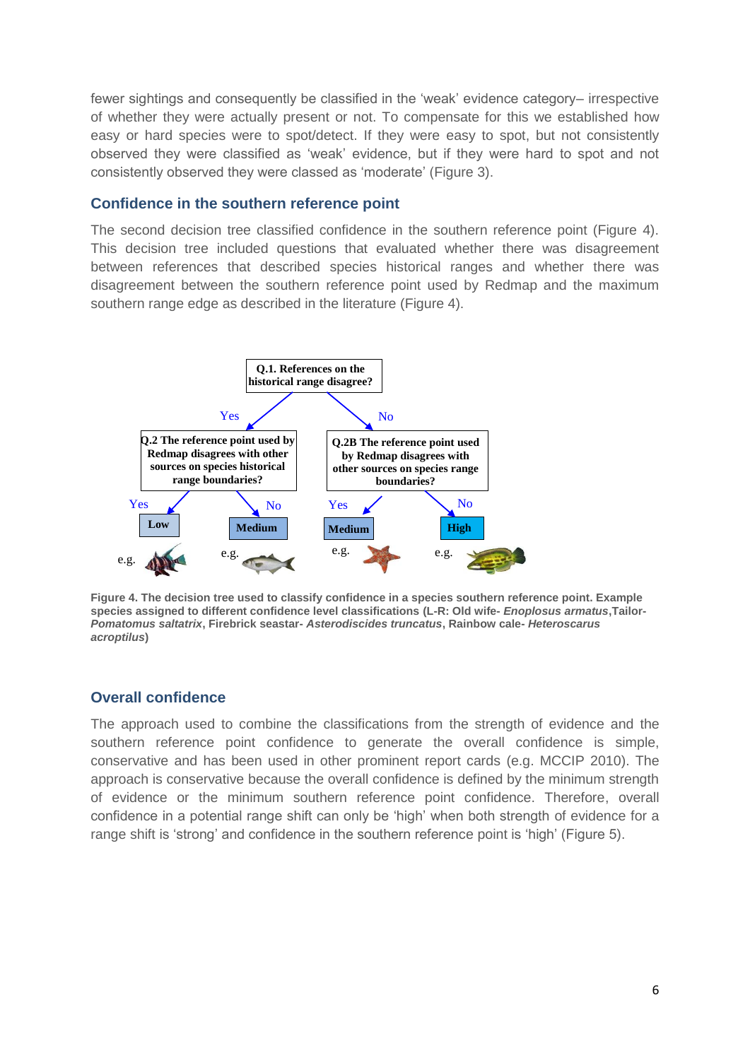fewer sightings and consequently be classified in the 'weak' evidence category– irrespective of whether they were actually present or not. To compensate for this we established how easy or hard species were to spot/detect. If they were easy to spot, but not consistently observed they were classified as 'weak' evidence, but if they were hard to spot and not consistently observed they were classed as 'moderate' (Figure 3).

## Confidence in the southern reference point

The second decision tree classified confidence in the southern reference point (Figure 4). This decision tree included questions that evaluated whether there was disagreement between references that described species historical ranges and whether there was disagreement between the southern reference point used by Redmap and the maximum southern range edge as described in the literature (Figure 4).

**Q.1. References on the historical range disagree?**

- Yes → **Q.2 The reference point used by Redmap disagrees with other sources on species historical range boundaries?**
  - Yes → **Low** (e.g.)
  - No → **Medium** (e.g.)
- No → **Q.2B The reference point used by Redmap disagrees with other sources on species range boundaries?**
  - Yes → **Medium** (e.g.)
  - No → **High** (e.g.)

**Figure 4. The decision tree used to classify confidence in a species southern reference point. Example species assigned to different confidence level classifications (L-R: Old wife- *Enoplosus armatus*,Tailor- *Pomatomus saltatrix*, Firebrick seastar- *Asterodiscides truncatus*, Rainbow cale- *Heteroscarus acroptilus*)**

## Overall confidence

The approach used to combine the classifications from the strength of evidence and the southern reference point confidence to generate the overall confidence is simple, conservative and has been used in other prominent report cards (e.g. MCCIP 2010). The approach is conservative because the overall confidence is defined by the minimum strength of evidence or the minimum southern reference point confidence. Therefore, overall confidence in a potential range shift can only be 'high' when both strength of evidence for a range shift is 'strong' and confidence in the southern reference point is 'high' (Figure 5).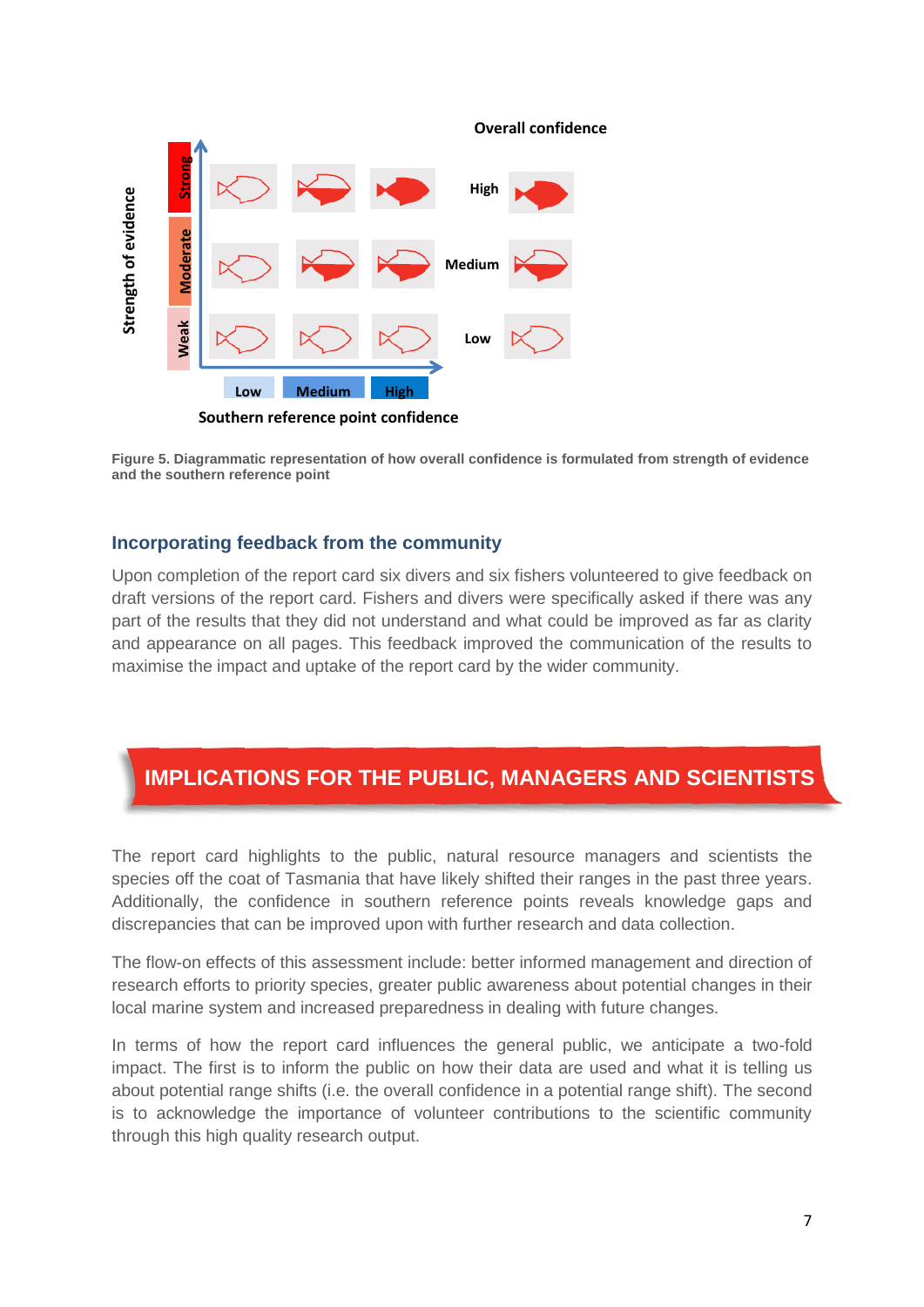Figure 5. Diagrammatic representation of how overall confidence is formulated from strength of evidence and the southern reference point

### Incorporating feedback from the community

Upon completion of the report card six divers and six fishers volunteered to give feedback on draft versions of the report card. Fishers and divers were specifically asked if there was any part of the results that they did not understand and what could be improved as far as clarity and appearance on all pages. This feedback improved the communication of the results to maximise the impact and uptake of the report card by the wider community.

## IMPLICATIONS FOR THE PUBLIC, MANAGERS AND SCIENTISTS

The report card highlights to the public, natural resource managers and scientists the species off the coat of Tasmania that have likely shifted their ranges in the past three years. Additionally, the confidence in southern reference points reveals knowledge gaps and discrepancies that can be improved upon with further research and data collection.

The flow-on effects of this assessment include: better informed management and direction of research efforts to priority species, greater public awareness about potential changes in their local marine system and increased preparedness in dealing with future changes.

In terms of how the report card influences the general public, we anticipate a two-fold impact. The first is to inform the public on how their data are used and what it is telling us about potential range shifts (i.e. the overall confidence in a potential range shift). The second is to acknowledge the importance of volunteer contributions to the scientific community through this high quality research output.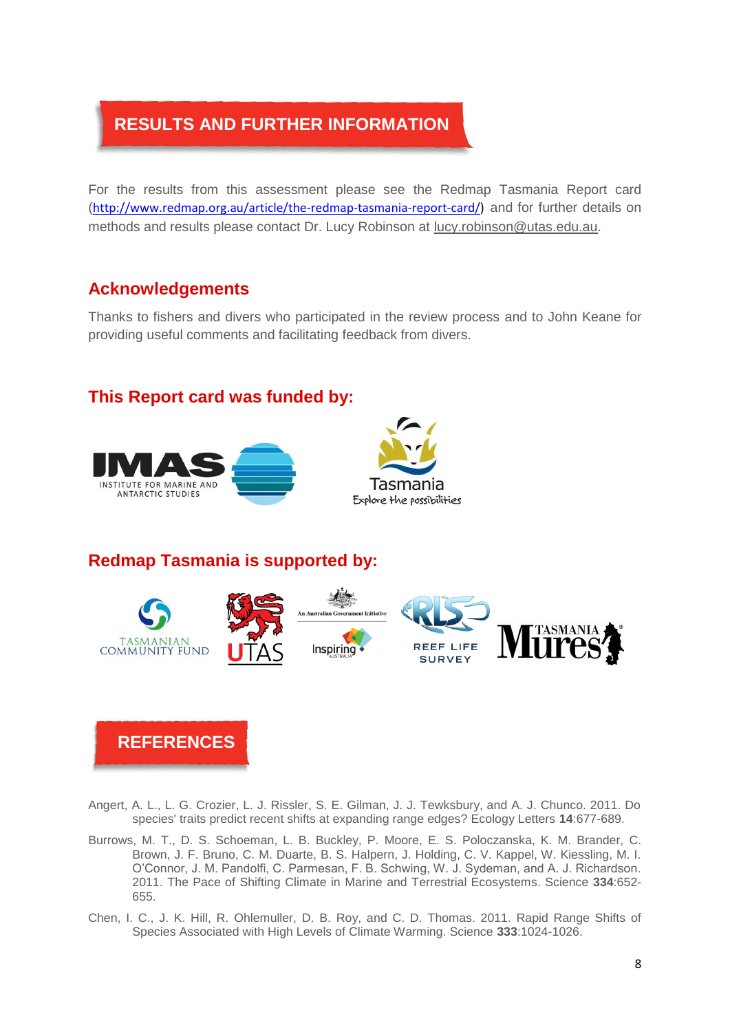## RESULTS AND FURTHER INFORMATION

For the results from this assessment please see the Redmap Tasmania Report card (http://www.redmap.org.au/article/the-redmap-tasmania-report-card/) and for further details on methods and results please contact Dr. Lucy Robinson at lucy.robinson@utas.edu.au.

### Acknowledgements

Thanks to fishers and divers who participated in the review process and to John Keane for providing useful comments and facilitating feedback from divers.

### This Report card was funded by:

IMAS INSTITUTE FOR MARINE AND ANTARCTIC STUDIES

Tasmania Explore the possibilities

### Redmap Tasmania is supported by:

TASMANIAN COMMUNITY FUND

UTAS

An Australian Government Initiative Inspiring AUSTRALIA

RLS REEF LIFE SURVEY

TASMANIA Mures

## REFERENCES

Angert, A. L., L. G. Crozier, L. J. Rissler, S. E. Gilman, J. J. Tewksbury, and A. J. Chunco. 2011. Do species' traits predict recent shifts at expanding range edges? Ecology Letters **14**:677-689.

Burrows, M. T., D. S. Schoeman, L. B. Buckley, P. Moore, E. S. Poloczanska, K. M. Brander, C. Brown, J. F. Bruno, C. M. Duarte, B. S. Halpern, J. Holding, C. V. Kappel, W. Kiessling, M. I. O'Connor, J. M. Pandolfi, C. Parmesan, F. B. Schwing, W. J. Sydeman, and A. J. Richardson. 2011. The Pace of Shifting Climate in Marine and Terrestrial Ecosystems. Science **334**:652-655.

Chen, I. C., J. K. Hill, R. Ohlemuller, D. B. Roy, and C. D. Thomas. 2011. Rapid Range Shifts of Species Associated with High Levels of Climate Warming. Science **333**:1024-1026.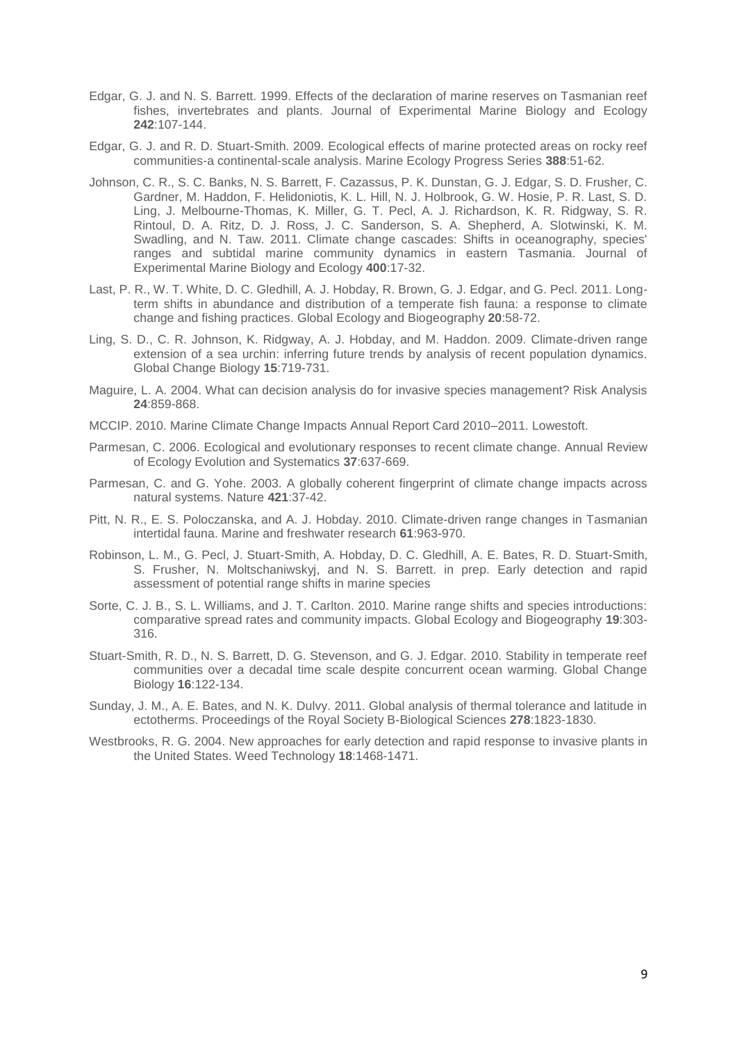Edgar, G. J. and N. S. Barrett. 1999. Effects of the declaration of marine reserves on Tasmanian reef fishes, invertebrates and plants. Journal of Experimental Marine Biology and Ecology **242**:107-144.

Edgar, G. J. and R. D. Stuart-Smith. 2009. Ecological effects of marine protected areas on rocky reef communities-a continental-scale analysis. Marine Ecology Progress Series **388**:51-62.

Johnson, C. R., S. C. Banks, N. S. Barrett, F. Cazassus, P. K. Dunstan, G. J. Edgar, S. D. Frusher, C. Gardner, M. Haddon, F. Helidoniotis, K. L. Hill, N. J. Holbrook, G. W. Hosie, P. R. Last, S. D. Ling, J. Melbourne-Thomas, K. Miller, G. T. Pecl, A. J. Richardson, K. R. Ridgway, S. R. Rintoul, D. A. Ritz, D. J. Ross, J. C. Sanderson, S. A. Shepherd, A. Slotwinski, K. M. Swadling, and N. Taw. 2011. Climate change cascades: Shifts in oceanography, species' ranges and subtidal marine community dynamics in eastern Tasmania. Journal of Experimental Marine Biology and Ecology **400**:17-32.

Last, P. R., W. T. White, D. C. Gledhill, A. J. Hobday, R. Brown, G. J. Edgar, and G. Pecl. 2011. Long-term shifts in abundance and distribution of a temperate fish fauna: a response to climate change and fishing practices. Global Ecology and Biogeography **20**:58-72.

Ling, S. D., C. R. Johnson, K. Ridgway, A. J. Hobday, and M. Haddon. 2009. Climate-driven range extension of a sea urchin: inferring future trends by analysis of recent population dynamics. Global Change Biology **15**:719-731.

Maguire, L. A. 2004. What can decision analysis do for invasive species management? Risk Analysis **24**:859-868.

MCCIP. 2010. Marine Climate Change Impacts Annual Report Card 2010–2011. Lowestoft.

Parmesan, C. 2006. Ecological and evolutionary responses to recent climate change. Annual Review of Ecology Evolution and Systematics **37**:637-669.

Parmesan, C. and G. Yohe. 2003. A globally coherent fingerprint of climate change impacts across natural systems. Nature **421**:37-42.

Pitt, N. R., E. S. Poloczanska, and A. J. Hobday. 2010. Climate-driven range changes in Tasmanian intertidal fauna. Marine and freshwater research **61**:963-970.

Robinson, L. M., G. Pecl, J. Stuart-Smith, A. Hobday, D. C. Gledhill, A. E. Bates, R. D. Stuart-Smith, S. Frusher, N. Moltschaniwskyj, and N. S. Barrett. in prep. Early detection and rapid assessment of potential range shifts in marine species

Sorte, C. J. B., S. L. Williams, and J. T. Carlton. 2010. Marine range shifts and species introductions: comparative spread rates and community impacts. Global Ecology and Biogeography **19**:303-316.

Stuart-Smith, R. D., N. S. Barrett, D. G. Stevenson, and G. J. Edgar. 2010. Stability in temperate reef communities over a decadal time scale despite concurrent ocean warming. Global Change Biology **16**:122-134.

Sunday, J. M., A. E. Bates, and N. K. Dulvy. 2011. Global analysis of thermal tolerance and latitude in ectotherms. Proceedings of the Royal Society B-Biological Sciences **278**:1823-1830.

Westbrooks, R. G. 2004. New approaches for early detection and rapid response to invasive plants in the United States. Weed Technology **18**:1468-1471.